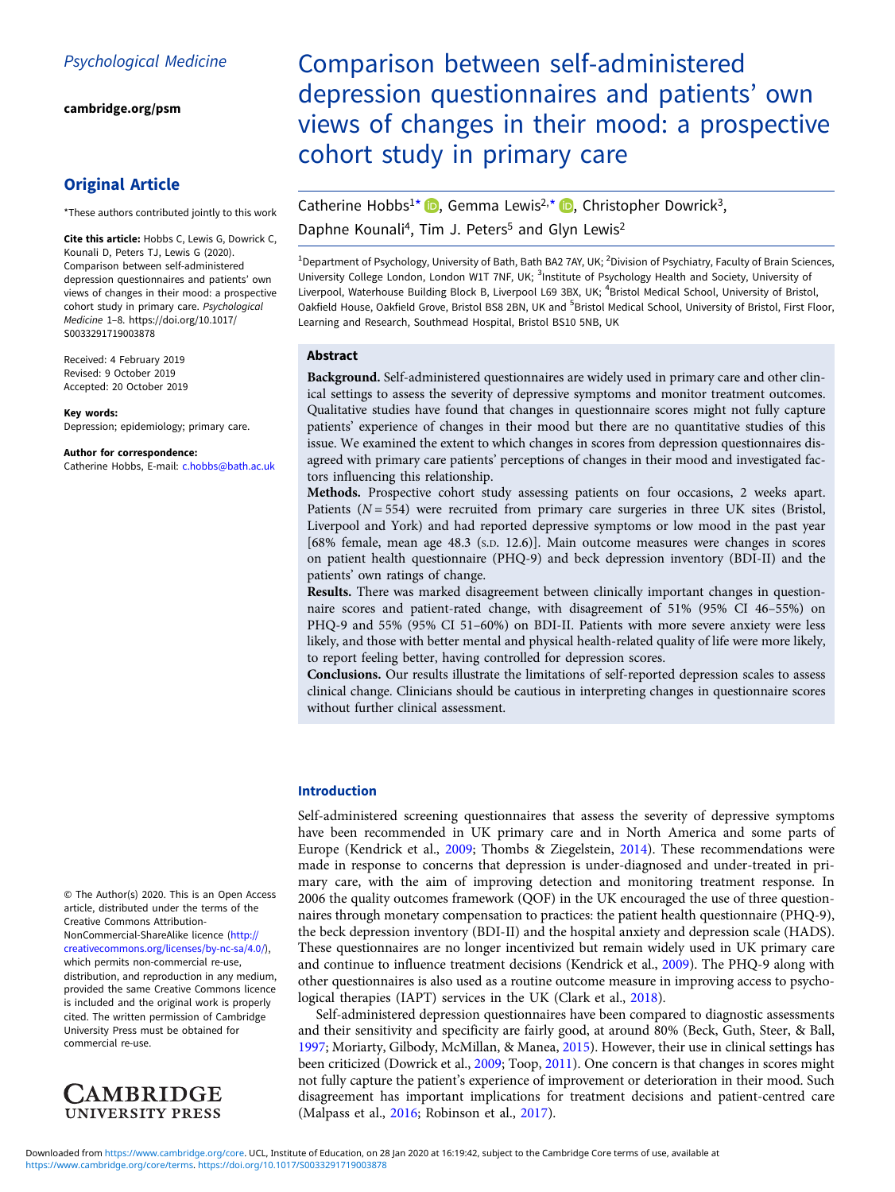Psychological Medicine

cambridge.org/psm

## Original Article

*These authors contributed jointly to this work

**Cite this article:** Hobbs C, Lewis G, Dowrick C, Kounali D, Peters TJ, Lewis G (2020). Comparison between self-administered depression questionnaires and patients' own views of changes in their mood: a prospective cohort study in primary care. *Psychological Medicine* 1–8. https://doi.org/10.1017/S0033291719003878

Received: 4 February 2019
Revised: 9 October 2019
Accepted: 20 October 2019

**Key words:**
Depression; epidemiology; primary care.

**Author for correspondence:**
Catherine Hobbs, E-mail: c.hobbs@bath.ac.uk

© The Author(s) 2020. This is an Open Access article, distributed under the terms of the Creative Commons Attribution-NonCommercial-ShareAlike licence (http://creativecommons.org/licenses/by-nc-sa/4.0/), which permits non-commercial re-use, distribution, and reproduction in any medium, provided the same Creative Commons licence is included and the original work is properly cited. The written permission of Cambridge University Press must be obtained for commercial re-use.

# Comparison between self-administered depression questionnaires and patients' own views of changes in their mood: a prospective cohort study in primary care

Catherine Hobbs[1*], Gemma Lewis[2,*], Christopher Dowrick[3], Daphne Kounali[4], Tim J. Peters[5] and Glyn Lewis[2]

[1]Department of Psychology, University of Bath, Bath BA2 7AY, UK; [2]Division of Psychiatry, Faculty of Brain Sciences, University College London, London W1T 7NF, UK; [3]Institute of Psychology Health and Society, University of Liverpool, Waterhouse Building Block B, Liverpool L69 3BX, UK; [4]Bristol Medical School, University of Bristol, Oakfield House, Oakfield Grove, Bristol BS8 2BN, UK and [5]Bristol Medical School, University of Bristol, First Floor, Learning and Research, Southmead Hospital, Bristol BS10 5NB, UK

## Abstract

**Background.** Self-administered questionnaires are widely used in primary care and other clinical settings to assess the severity of depressive symptoms and monitor treatment outcomes. Qualitative studies have found that changes in questionnaire scores might not fully capture patients' experience of changes in their mood but there are no quantitative studies of this issue. We examined the extent to which changes in scores from depression questionnaires disagreed with primary care patients' perceptions of changes in their mood and investigated factors influencing this relationship.

**Methods.** Prospective cohort study assessing patients on four occasions, 2 weeks apart. Patients ($N = 554$) were recruited from primary care surgeries in three UK sites (Bristol, Liverpool and York) and had reported depressive symptoms or low mood in the past year [68% female, mean age 48.3 (S.D. 12.6)]. Main outcome measures were changes in scores on patient health questionnaire (PHQ-9) and beck depression inventory (BDI-II) and the patients' own ratings of change.

**Results.** There was marked disagreement between clinically important changes in questionnaire scores and patient-rated change, with disagreement of 51% (95% CI 46–55%) on PHQ-9 and 55% (95% CI 51–60%) on BDI-II. Patients with more severe anxiety were less likely, and those with better mental and physical health-related quality of life were more likely, to report feeling better, having controlled for depression scores.

**Conclusions.** Our results illustrate the limitations of self-reported depression scales to assess clinical change. Clinicians should be cautious in interpreting changes in questionnaire scores without further clinical assessment.

## Introduction

Self-administered screening questionnaires that assess the severity of depressive symptoms have been recommended in UK primary care and in North America and some parts of Europe (Kendrick et al., 2009; Thombs & Ziegelstein, 2014). These recommendations were made in response to concerns that depression is under-diagnosed and under-treated in primary care, with the aim of improving detection and monitoring treatment response. In 2006 the quality outcomes framework (QOF) in the UK encouraged the use of three questionnaires through monetary compensation to practices: the patient health questionnaire (PHQ-9), the beck depression inventory (BDI-II) and the hospital anxiety and depression scale (HADS). These questionnaires are no longer incentivized but remain widely used in UK primary care and continue to influence treatment decisions (Kendrick et al., 2009). The PHQ-9 along with other questionnaires is also used as a routine outcome measure in improving access to psychological therapies (IAPT) services in the UK (Clark et al., 2018).

Self-administered depression questionnaires have been compared to diagnostic assessments and their sensitivity and specificity are fairly good, at around 80% (Beck, Guth, Steer, & Ball, 1997; Moriarty, Gilbody, McMillan, & Manea, 2015). However, their use in clinical settings has been criticized (Dowrick et al., 2009; Toop, 2011). One concern is that changes in scores might not fully capture the patient's experience of improvement or deterioration in their mood. Such disagreement has important implications for treatment decisions and patient-centred care (Malpass et al., 2016; Robinson et al., 2017).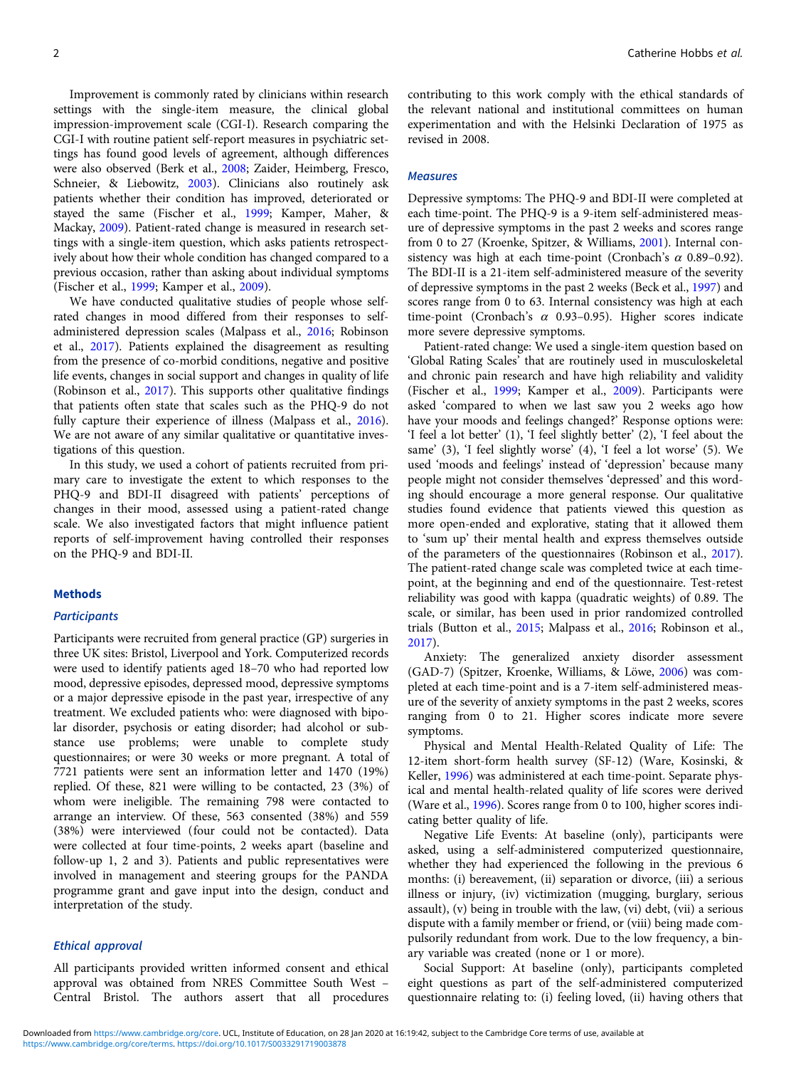Improvement is commonly rated by clinicians within research settings with the single-item measure, the clinical global impression-improvement scale (CGI-I). Research comparing the CGI-I with routine patient self-report measures in psychiatric settings has found good levels of agreement, although differences were also observed (Berk et al., 2008; Zaider, Heimberg, Fresco, Schneier, & Liebowitz, 2003). Clinicians also routinely ask patients whether their condition has improved, deteriorated or stayed the same (Fischer et al., 1999; Kamper, Maher, & Mackay, 2009). Patient-rated change is measured in research settings with a single-item question, which asks patients retrospectively about how their whole condition has changed compared to a previous occasion, rather than asking about individual symptoms (Fischer et al., 1999; Kamper et al., 2009).

We have conducted qualitative studies of people whose self-rated changes in mood differed from their responses to self-administered depression scales (Malpass et al., 2016; Robinson et al., 2017). Patients explained the disagreement as resulting from the presence of co-morbid conditions, negative and positive life events, changes in social support and changes in quality of life (Robinson et al., 2017). This supports other qualitative findings that patients often state that scales such as the PHQ-9 do not fully capture their experience of illness (Malpass et al., 2016). We are not aware of any similar qualitative or quantitative investigations of this question.

In this study, we used a cohort of patients recruited from primary care to investigate the extent to which responses to the PHQ-9 and BDI-II disagreed with patients' perceptions of changes in their mood, assessed using a patient-rated change scale. We also investigated factors that might influence patient reports of self-improvement having controlled their responses on the PHQ-9 and BDI-II.

## Methods

### *Participants*

Participants were recruited from general practice (GP) surgeries in three UK sites: Bristol, Liverpool and York. Computerized records were used to identify patients aged 18–70 who had reported low mood, depressive episodes, depressed mood, depressive symptoms or a major depressive episode in the past year, irrespective of any treatment. We excluded patients who: were diagnosed with bipolar disorder, psychosis or eating disorder; had alcohol or substance use problems; were unable to complete study questionnaires; or were 30 weeks or more pregnant. A total of 7721 patients were sent an information letter and 1470 (19%) replied. Of these, 821 were willing to be contacted, 23 (3%) of whom were ineligible. The remaining 798 were contacted to arrange an interview. Of these, 563 consented (38%) and 559 (38%) were interviewed (four could not be contacted). Data were collected at four time-points, 2 weeks apart (baseline and follow-up 1, 2 and 3). Patients and public representatives were involved in management and steering groups for the PANDA programme grant and gave input into the design, conduct and interpretation of the study.

### *Ethical approval*

All participants provided written informed consent and ethical approval was obtained from NRES Committee South West – Central Bristol. The authors assert that all procedures contributing to this work comply with the ethical standards of the relevant national and institutional committees on human experimentation and with the Helsinki Declaration of 1975 as revised in 2008.

### *Measures*

Depressive symptoms: The PHQ-9 and BDI-II were completed at each time-point. The PHQ-9 is a 9-item self-administered measure of depressive symptoms in the past 2 weeks and scores range from 0 to 27 (Kroenke, Spitzer, & Williams, 2001). Internal consistency was high at each time-point (Cronbach's $\alpha$ 0.89–0.92). The BDI-II is a 21-item self-administered measure of the severity of depressive symptoms in the past 2 weeks (Beck et al., 1997) and scores range from 0 to 63. Internal consistency was high at each time-point (Cronbach's $\alpha$ 0.93–0.95). Higher scores indicate more severe depressive symptoms.

Patient-rated change: We used a single-item question based on 'Global Rating Scales' that are routinely used in musculoskeletal and chronic pain research and have high reliability and validity (Fischer et al., 1999; Kamper et al., 2009). Participants were asked 'compared to when we last saw you 2 weeks ago how have your moods and feelings changed?' Response options were: 'I feel a lot better' (1), 'I feel slightly better' (2), 'I feel about the same' (3), 'I feel slightly worse' (4), 'I feel a lot worse' (5). We used 'moods and feelings' instead of 'depression' because many people might not consider themselves 'depressed' and this wording should encourage a more general response. Our qualitative studies found evidence that patients viewed this question as more open-ended and explorative, stating that it allowed them to 'sum up' their mental health and express themselves outside of the parameters of the questionnaires (Robinson et al., 2017). The patient-rated change scale was completed twice at each time-point, at the beginning and end of the questionnaire. Test-retest reliability was good with kappa (quadratic weights) of 0.89. The scale, or similar, has been used in prior randomized controlled trials (Button et al., 2015; Malpass et al., 2016; Robinson et al., 2017).

Anxiety: The generalized anxiety disorder assessment (GAD-7) (Spitzer, Kroenke, Williams, & Löwe, 2006) was completed at each time-point and is a 7-item self-administered measure of the severity of anxiety symptoms in the past 2 weeks, scores ranging from 0 to 21. Higher scores indicate more severe symptoms.

Physical and Mental Health-Related Quality of Life: The 12-item short-form health survey (SF-12) (Ware, Kosinski, & Keller, 1996) was administered at each time-point. Separate physical and mental health-related quality of life scores were derived (Ware et al., 1996). Scores range from 0 to 100, higher scores indicating better quality of life.

Negative Life Events: At baseline (only), participants were asked, using a self-administered computerized questionnaire, whether they had experienced the following in the previous 6 months: (i) bereavement, (ii) separation or divorce, (iii) a serious illness or injury, (iv) victimization (mugging, burglary, serious assault), (v) being in trouble with the law, (vi) debt, (vii) a serious dispute with a family member or friend, or (viii) being made compulsorily redundant from work. Due to the low frequency, a binary variable was created (none or 1 or more).

Social Support: At baseline (only), participants completed eight questions as part of the self-administered computerized questionnaire relating to: (i) feeling loved, (ii) having others that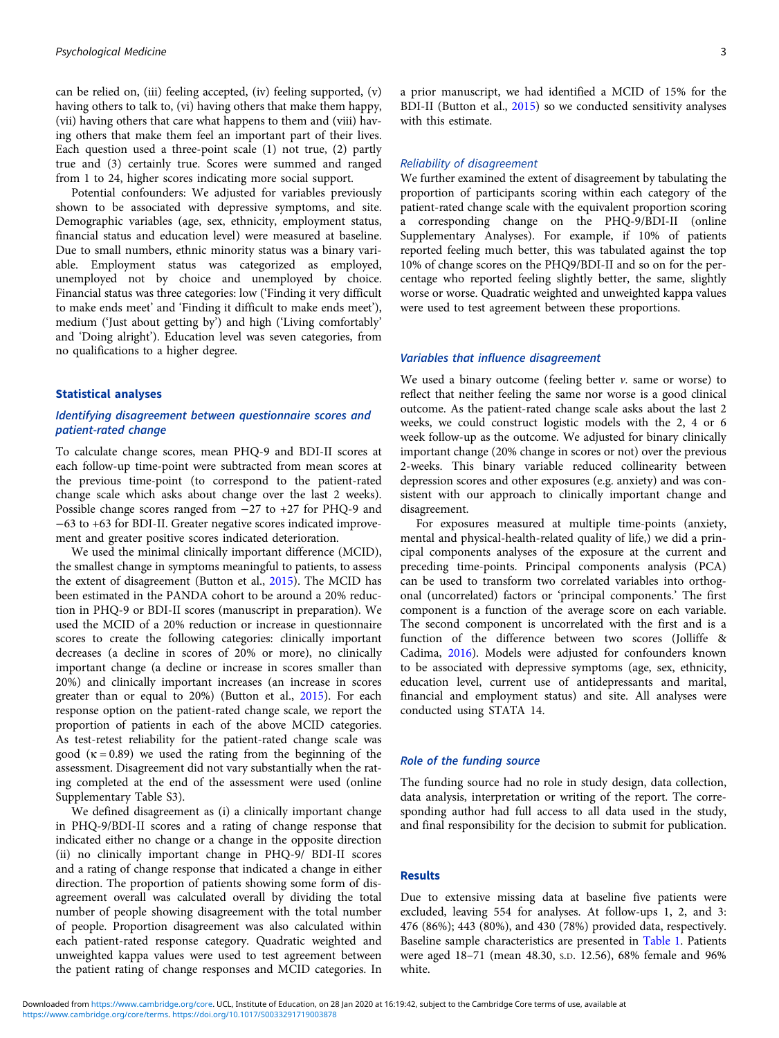can be relied on, (iii) feeling accepted, (iv) feeling supported, (v) having others to talk to, (vi) having others that make them happy, (vii) having others that care what happens to them and (viii) having others that make them feel an important part of their lives. Each question used a three-point scale (1) not true, (2) partly true and (3) certainly true. Scores were summed and ranged from 1 to 24, higher scores indicating more social support.

Potential confounders: We adjusted for variables previously shown to be associated with depressive symptoms, and site. Demographic variables (age, sex, ethnicity, employment status, financial status and education level) were measured at baseline. Due to small numbers, ethnic minority status was a binary variable. Employment status was categorized as employed, unemployed not by choice and unemployed by choice. Financial status was three categories: low ('Finding it very difficult to make ends meet' and 'Finding it difficult to make ends meet'), medium ('Just about getting by') and high ('Living comfortably' and 'Doing alright'). Education level was seven categories, from no qualifications to a higher degree.

## Statistical analyses

### Identifying disagreement between questionnaire scores and patient-rated change

To calculate change scores, mean PHQ-9 and BDI-II scores at each follow-up time-point were subtracted from mean scores at the previous time-point (to correspond to the patient-rated change scale which asks about change over the last 2 weeks). Possible change scores ranged from −27 to +27 for PHQ-9 and −63 to +63 for BDI-II. Greater negative scores indicated improvement and greater positive scores indicated deterioration.

We used the minimal clinically important difference (MCID), the smallest change in symptoms meaningful to patients, to assess the extent of disagreement (Button et al., 2015). The MCID has been estimated in the PANDA cohort to be around a 20% reduction in PHQ-9 or BDI-II scores (manuscript in preparation). We used the MCID of a 20% reduction or increase in questionnaire scores to create the following categories: clinically important decreases (a decline in scores of 20% or more), no clinically important change (a decline or increase in scores smaller than 20%) and clinically important increases (an increase in scores greater than or equal to 20%) (Button et al., 2015). For each response option on the patient-rated change scale, we report the proportion of patients in each of the above MCID categories. As test-retest reliability for the patient-rated change scale was good ($\kappa = 0.89$) we used the rating from the beginning of the assessment. Disagreement did not vary substantially when the rating completed at the end of the assessment were used (online Supplementary Table S3).

We defined disagreement as (i) a clinically important change in PHQ-9/BDI-II scores and a rating of change response that indicated either no change or a change in the opposite direction (ii) no clinically important change in PHQ-9/ BDI-II scores and a rating of change response that indicated a change in either direction. The proportion of patients showing some form of disagreement overall was calculated overall by dividing the total number of people showing disagreement with the total number of people. Proportion disagreement was also calculated within each patient-rated response category. Quadratic weighted and unweighted kappa values were used to test agreement between the patient rating of change responses and MCID categories. In a prior manuscript, we had identified a MCID of 15% for the BDI-II (Button et al., 2015) so we conducted sensitivity analyses with this estimate.

### Reliability of disagreement

We further examined the extent of disagreement by tabulating the proportion of participants scoring within each category of the patient-rated change scale with the equivalent proportion scoring a corresponding change on the PHQ-9/BDI-II (online Supplementary Analyses). For example, if 10% of patients reported feeling much better, this was tabulated against the top 10% of change scores on the PHQ9/BDI-II and so on for the percentage who reported feeling slightly better, the same, slightly worse or worse. Quadratic weighted and unweighted kappa values were used to test agreement between these proportions.

### Variables that influence disagreement

We used a binary outcome (feeling better *v.* same or worse) to reflect that neither feeling the same nor worse is a good clinical outcome. As the patient-rated change scale asks about the last 2 weeks, we could construct logistic models with the 2, 4 or 6 week follow-up as the outcome. We adjusted for binary clinically important change (20% change in scores or not) over the previous 2-weeks. This binary variable reduced collinearity between depression scores and other exposures (e.g. anxiety) and was consistent with our approach to clinically important change and disagreement.

For exposures measured at multiple time-points (anxiety, mental and physical-health-related quality of life,) we did a principal components analyses of the exposure at the current and preceding time-points. Principal components analysis (PCA) can be used to transform two correlated variables into orthogonal (uncorrelated) factors or 'principal components.' The first component is a function of the average score on each variable. The second component is uncorrelated with the first and is a function of the difference between two scores (Jolliffe & Cadima, 2016). Models were adjusted for confounders known to be associated with depressive symptoms (age, sex, ethnicity, education level, current use of antidepressants and marital, financial and employment status) and site. All analyses were conducted using STATA 14.

### Role of the funding source

The funding source had no role in study design, data collection, data analysis, interpretation or writing of the report. The corresponding author had full access to all data used in the study, and final responsibility for the decision to submit for publication.

## Results

Due to extensive missing data at baseline five patients were excluded, leaving 554 for analyses. At follow-ups 1, 2, and 3: 476 (86%); 443 (80%), and 430 (78%) provided data, respectively. Baseline sample characteristics are presented in Table 1. Patients were aged 18–71 (mean 48.30, s.d. 12.56), 68% female and 96% white.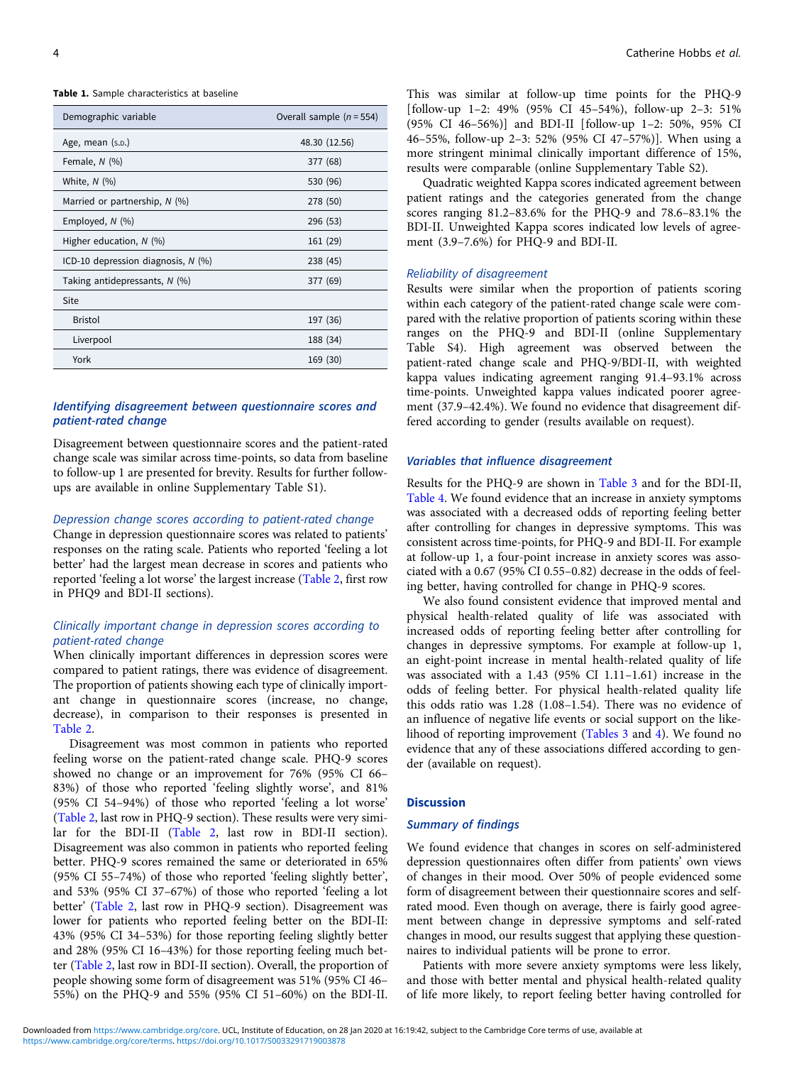**Table 1.** Sample characteristics at baseline

| Demographic variable | Overall sample (n = 554) |
|---|---|
| Age, mean (S.D.) | 48.30 (12.56) |
| Female, N (%) | 377 (68) |
| White, N (%) | 530 (96) |
| Married or partnership, N (%) | 278 (50) |
| Employed, N (%) | 296 (53) |
| Higher education, N (%) | 161 (29) |
| ICD-10 depression diagnosis, N (%) | 238 (45) |
| Taking antidepressants, N (%) | 377 (69) |
| Site | |
| Bristol | 197 (36) |
| Liverpool | 188 (34) |
| York | 169 (30) |

### Identifying disagreement between questionnaire scores and patient-rated change

Disagreement between questionnaire scores and the patient-rated change scale was similar across time-points, so data from baseline to follow-up 1 are presented for brevity. Results for further follow-ups are available in online Supplementary Table S1).

#### Depression change scores according to patient-rated change

Change in depression questionnaire scores was related to patients' responses on the rating scale. Patients who reported 'feeling a lot better' had the largest mean decrease in scores and patients who reported 'feeling a lot worse' the largest increase (Table 2, first row in PHQ9 and BDI-II sections).

#### Clinically important change in depression scores according to patient-rated change

When clinically important differences in depression scores were compared to patient ratings, there was evidence of disagreement. The proportion of patients showing each type of clinically important change in questionnaire scores (increase, no change, decrease), in comparison to their responses is presented in Table 2.

Disagreement was most common in patients who reported feeling worse on the patient-rated change scale. PHQ-9 scores showed no change or an improvement for 76% (95% CI 66–83%) of those who reported 'feeling slightly worse', and 81% (95% CI 54–94%) of those who reported 'feeling a lot worse' (Table 2, last row in PHQ-9 section). These results were very similar for the BDI-II (Table 2, last row in BDI-II section). Disagreement was also common in patients who reported feeling better. PHQ-9 scores remained the same or deteriorated in 65% (95% CI 55–74%) of those who 'feeling slightly better', and 53% (95% CI 37–67%) of those who reported 'feeling a lot better' (Table 2, last row in PHQ-9 section). Disagreement was lower for patients who reported feeling better on the BDI-II: 43% (95% CI 34–53%) for those reporting feeling slightly better and 28% (95% CI 16–43%) for those reporting feeling much better (Table 2, last row in BDI-II section). Overall, the proportion of people showing some form of disagreement was 51% (95% CI 46–55%) on the PHQ-9 and 55% (95% CI 51–60%) on the BDI-II. This was similar at follow-up time points for the PHQ-9 [follow-up 1–2: 49% (95% CI 45–54%), follow-up 2–3: 51% (95% CI 46–56%)] and BDI-II [follow-up 1–2: 50%, 95% CI 46–55%, follow-up 2–3: 52% (95% CI 47–57%)]. When using a more stringent minimal clinically important difference of 15%, results were comparable (online Supplementary Table S2).

Quadratic weighted Kappa scores indicated agreement between patient ratings and the categories generated from the change scores ranging 81.2–83.6% for the PHQ-9 and 78.6–83.1% the BDI-II. Unweighted Kappa scores indicated low levels of agreement (3.9–7.6%) for PHQ-9 and BDI-II.

#### Reliability of disagreement

Results were similar when the proportion of patients scoring within each category of the patient-rated change scale were compared with the relative proportion of patients scoring within these ranges on the PHQ-9 and BDI-II (online Supplementary Table S4). High agreement was observed between the patient-rated change scale and PHQ-9/BDI-II, with weighted kappa values indicating agreement ranging 91.4–93.1% across time-points. Unweighted kappa values indicated poorer agreement (37.9–42.4%). We found no evidence that disagreement differed according to gender (results available on request).

### Variables that influence disagreement

Results for the PHQ-9 are shown in Table 3 and for the BDI-II, Table 4. We found evidence that an increase in anxiety symptoms was associated with a decreased odds of reporting feeling better after controlling for changes in depressive symptoms. This was consistent across time-points, for PHQ-9 and BDI-II. For example at follow-up 1, a four-point increase in anxiety scores was associated with a 0.67 (95% CI 0.55–0.82) decrease in the odds of feeling better, having controlled for change in PHQ-9 scores.

We also found consistent evidence that improved mental and physical health-related quality of life was associated with increased odds of reporting feeling better after controlling for changes in depressive symptoms. For example at follow-up 1, an eight-point increase in mental health-related quality of life was associated with a 1.43 (95% CI 1.11–1.61) increase in the odds of feeling better. For physical health-related quality life this odds ratio was 1.28 (1.08–1.54). There was no evidence of an influence of negative life events or social support on the likelihood of reporting improvement (Tables 3 and 4). We found no evidence that any of these associations differed according to gender (available on request).

## Discussion

### Summary of findings

We found evidence that changes in scores on self-administered depression questionnaires often differ from patients' own views of changes in their mood. Over 50% of people evidenced some form of disagreement between their questionnaire scores and self-rated mood. Even though on average, there is fairly good agreement between change in depressive symptoms and self-rated changes in mood, our results suggest that applying these questionnaires to individual patients will be prone to error.

Patients with more severe anxiety symptoms were less likely, and those with better mental and physical health-related quality of life more likely, to report feeling better having controlled for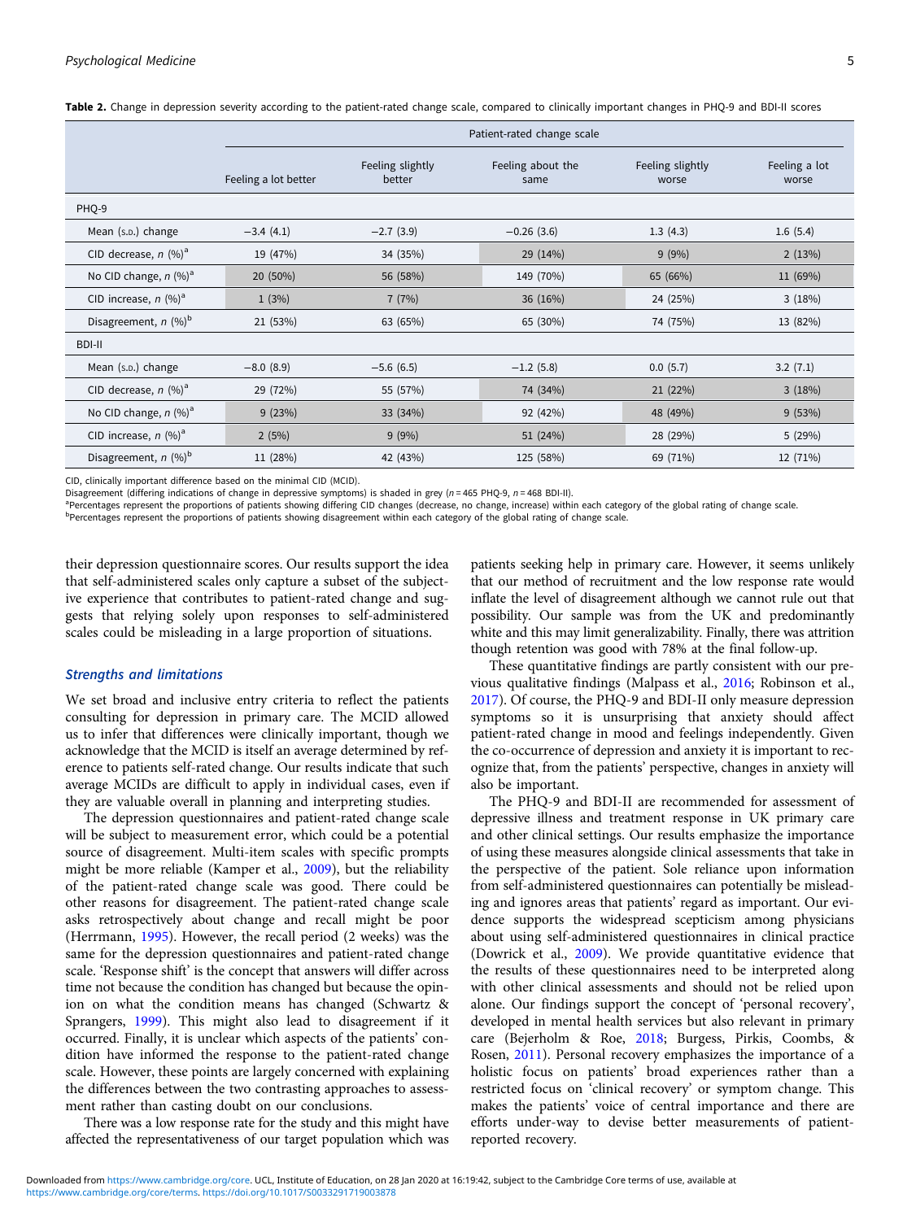**Table 2.** Change in depression severity according to the patient-rated change scale, compared to clinically important changes in PHQ-9 and BDI-II scores

| | Patient-rated change scale | | | | |
|---|---|---|---|---|---|
| | Feeling a lot better | Feeling slightly better | Feeling about the same | Feeling slightly worse | Feeling a lot worse |
| PHQ-9 | | | | | |
| Mean (s.d.) change | −3.4 (4.1) | −2.7 (3.9) | −0.26 (3.6) | 1.3 (4.3) | 1.6 (5.4) |
| CID decrease, n (%)[a] | 19 (47%) | 34 (35%) | 29 (14%) | 9 (9%) | 2 (13%) |
| No CID change, n (%)[a] | 20 (50%) | 56 (58%) | 149 (70%) | 65 (66%) | 11 (69%) |
| CID increase, n (%)[a] | 1 (3%) | 7 (7%) | 36 (16%) | 24 (25%) | 3 (18%) |
| Disagreement, n (%)[b] | 21 (53%) | 63 (65%) | 65 (30%) | 74 (75%) | 13 (82%) |
| BDI-II | | | | | |
| Mean (s.d.) change | −8.0 (8.9) | −5.6 (6.5) | −1.2 (5.8) | 0.0 (5.7) | 3.2 (7.1) |
| CID decrease, n (%)[a] | 29 (72%) | 55 (57%) | 74 (34%) | 21 (22%) | 3 (18%) |
| No CID change, n (%)[a] | 9 (23%) | 33 (34%) | 92 (42%) | 48 (49%) | 9 (53%) |
| CID increase, n (%)[a] | 2 (5%) | 9 (9%) | 51 (24%) | 28 (29%) | 5 (29%) |
| Disagreement, n (%)[b] | 11 (28%) | 42 (43%) | 125 (58%) | 69 (71%) | 12 (71%) |

CID, clinically important difference based on the minimal CID (MCID).
Disagreement (differing indications of change in depressive symptoms) is shaded in grey ($n = 465$ PHQ-9, $n = 468$ BDI-II).
[a]Percentages represent the proportions of patients showing differing CID changes (decrease, no change, increase) within each category of the global rating of change scale.
[b]Percentages represent the proportions of patients showing disagreement within each category of the global rating of change scale.

their depression questionnaire scores. Our results support the idea that self-administered scales only capture a subset of the subjective experience that contributes to patient-rated change and suggests that relying solely upon responses to self-administered scales could be misleading in a large proportion of situations.

### Strengths and limitations

We set broad and inclusive entry criteria to reflect the patients consulting for depression in primary care. The MCID allowed us to infer that differences were clinically important, though we acknowledge that the MCID is itself an average determined by reference to patients self-rated change. Our results indicate that such average MCIDs are difficult to apply in individual cases, even if they are valuable overall in planning and interpreting studies.

The depression questionnaires and patient-rated change scale will be subject to measurement error, which could be a potential source of disagreement. Multi-item scales with specific prompts might be more reliable (Kamper et al., 2009), but the reliability of the patient-rated change scale was good. There could be other reasons for disagreement. The patient-rated change scale asks retrospectively about change and recall might be poor (Herrmann, 1995). However, the recall period (2 weeks) was the same for the depression questionnaires and patient-rated change scale. 'Response shift' is the concept that answers will differ across time not because the condition has changed but because the opinion on what the condition means has changed (Schwartz & Sprangers, 1999). This might also lead to disagreement if it occurred. Finally, it is unclear which aspects of the patients' condition have informed the response to the patient-rated change scale. However, these points are largely concerned with explaining the differences between the two contrasting approaches to assessment rather than casting doubt on our conclusions.

There was a low response rate for the study and this might have affected the representativeness of our target population which was patients seeking help in primary care. However, it seems unlikely that our method of recruitment and the low response rate would inflate the level of disagreement although we cannot rule out that possibility. Our sample was from the UK and predominantly white and this may limit generalizability. Finally, there was attrition though retention was good with 78% at the final follow-up.

These quantitative findings are partly consistent with our previous qualitative findings (Malpass et al., 2016; Robinson et al., 2017). Of course, the PHQ-9 and BDI-II only measure depression symptoms so it is unsurprising that anxiety should affect patient-rated change in mood and feelings independently. Given the co-occurrence of depression and anxiety it is important to recognize that, from the patients' perspective, changes in anxiety will also be important.

The PHQ-9 and BDI-II are recommended for assessment of depressive illness and treatment response in UK primary care and other clinical settings. Our results emphasize the importance of using these measures alongside clinical assessments that take in the perspective of the patient. Sole reliance upon information from self-administered questionnaires can potentially be misleading and ignores areas that patients' regard as important. Our evidence supports the widespread scepticism among physicians about using self-administered questionnaires in clinical practice (Dowrick et al., 2009). We provide quantitative evidence that the results of these questionnaires need to be interpreted along with other clinical assessments and should not be relied upon alone. Our findings support the concept of 'personal recovery', developed in mental health services but also relevant in primary care (Bejerholm & Roe, 2018; Burgess, Pirkis, Coombs, & Rosen, 2011). Personal recovery emphasizes the importance of a holistic focus on patients' broad experiences rather than a restricted focus on 'clinical recovery' or symptom change. This makes the patients' voice of central importance and there are efforts under-way to devise better measurements of patient-reported recovery.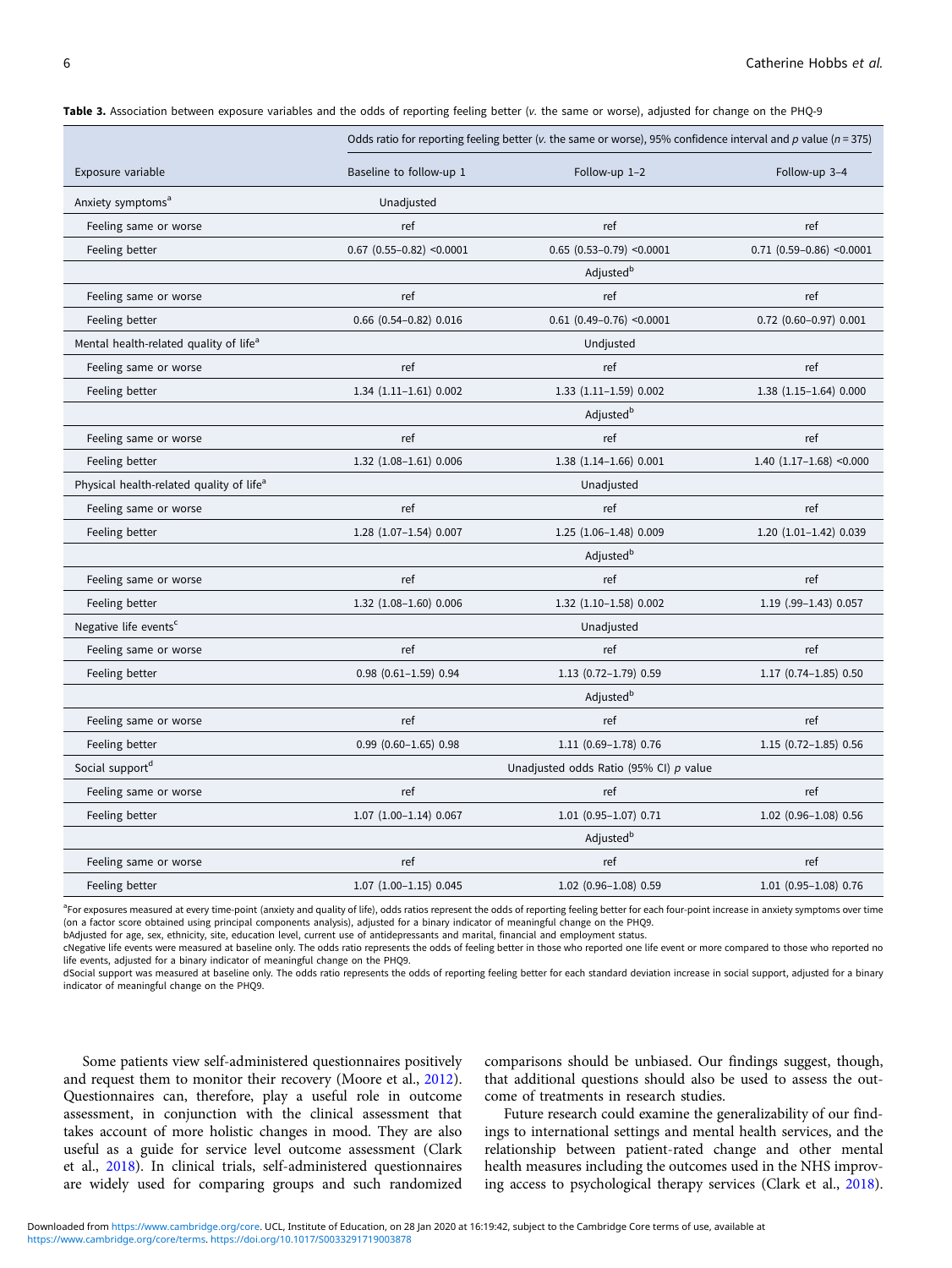**Table 3.** Association between exposure variables and the odds of reporting feeling better (*v.* the same or worse), adjusted for change on the PHQ-9

| | Odds ratio for reporting feeling better (*v.* the same or worse), 95% confidence interval and *p* value (*n* = 375) | | |
|---|---|---|---|
| Exposure variable | Baseline to follow-up 1 | Follow-up 1–2 | Follow-up 3–4 |
| Anxiety symptoms[a] | Unadjusted | | |
| Feeling same or worse | ref | ref | ref |
| Feeling better | 0.67 (0.55–0.82) <0.0001 | 0.65 (0.53–0.79) <0.0001 | 0.71 (0.59–0.86) <0.0001 |
| | | Adjusted[b] | |
| Feeling same or worse | ref | ref | ref |
| Feeling better | 0.66 (0.54–0.82) 0.016 | 0.61 (0.49–0.76) <0.0001 | 0.72 (0.60–0.97) 0.001 |
| Mental health-related quality of life[a] | | Undjusted | |
| Feeling same or worse | ref | ref | ref |
| Feeling better | 1.34 (1.11–1.61) 0.002 | 1.33 (1.11–1.59) 0.002 | 1.38 (1.15–1.64) 0.000 |
| | | Adjusted[b] | |
| Feeling same or worse | ref | ref | ref |
| Feeling better | 1.32 (1.08–1.61) 0.006 | 1.38 (1.14–1.66) 0.001 | 1.40 (1.17–1.68) <0.000 |
| Physical health-related quality of life[a] | | Unadjusted | |
| Feeling same or worse | ref | ref | ref |
| Feeling better | 1.28 (1.07–1.54) 0.007 | 1.25 (1.06–1.48) 0.009 | 1.20 (1.01–1.42) 0.039 |
| | | Adjusted[b] | |
| Feeling same or worse | ref | ref | ref |
| Feeling better | 1.32 (1.08–1.60) 0.006 | 1.32 (1.10–1.58) 0.002 | 1.19 (.99–1.43) 0.057 |
| Negative life events[c] | | Unadjusted | |
| Feeling same or worse | ref | ref | ref |
| Feeling better | 0.98 (0.61–1.59) 0.94 | 1.13 (0.72–1.79) 0.59 | 1.17 (0.74–1.85) 0.50 |
| | | Adjusted[b] | |
| Feeling same or worse | ref | ref | ref |
| Feeling better | 0.99 (0.60–1.65) 0.98 | 1.11 (0.69–1.78) 0.76 | 1.15 (0.72–1.85) 0.56 |
| Social support[d] | | Unadjusted odds Ratio (95% CI) *p* value | |
| Feeling same or worse | ref | ref | ref |
| Feeling better | 1.07 (1.00–1.14) 0.067 | 1.01 (0.95–1.07) 0.71 | 1.02 (0.96–1.08) 0.56 |
| | | Adjusted[b] | |
| Feeling same or worse | ref | ref | ref |
| Feeling better | 1.07 (1.00–1.15) 0.045 | 1.02 (0.96–1.08) 0.59 | 1.01 (0.95–1.08) 0.76 |

[a]For exposures measured at every time-point (anxiety and quality of life), odds ratios represent the odds of reporting feeling better for each four-point increase in anxiety symptoms over time (on a factor score obtained using principal components analysis), adjusted for a binary indicator of meaningful change on the PHQ9.

bAdjusted for age, sex, ethnicity, site, education level, current use of antidepressants and marital, financial and employment status.

cNegative life events were measured at baseline only. The odds ratio represents the odds of feeling better in those who reported one life event or more compared to those who reported no life events, adjusted for a binary indicator of meaningful change on the PHQ9.

dSocial support was measured at baseline only. The odds ratio represents the odds of reporting feeling better for each standard deviation increase in social support, adjusted for a binary indicator of meaningful change on the PHQ9.

Some patients view self-administered questionnaires positively and request them to monitor their recovery (Moore et al., 2012). Questionnaires can, therefore, play a useful role in outcome assessment, in conjunction with the clinical assessment that takes account of more holistic changes in mood. They are also useful as a guide for service level outcome assessment (Clark et al., 2018). In clinical trials, self-administered questionnaires are widely used for comparing groups and such randomized comparisons should be unbiased. Our findings suggest, though, that additional questions should also be used to assess the outcome of treatments in research studies.

Future research could examine the generalizability of our findings to international settings and mental health services, and the relationship between patient-rated change and other mental health measures including the outcomes used in the NHS improving access to psychological therapy services (Clark et al., 2018).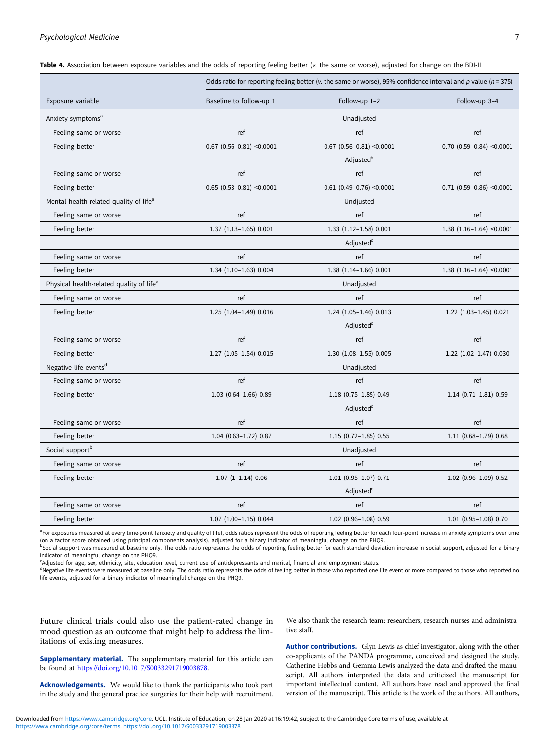**Table 4.** Association between exposure variables and the odds of reporting feeling better (*v.* the same or worse), adjusted for change on the BDI-II

| Exposure variable | Odds ratio for reporting feeling better (*v.* the same or worse), 95% confidence interval and *p* value (*n* = 375) | | |
|---|---|---|---|
| | Baseline to follow-up 1 | Follow-up 1–2 | Follow-up 3–4 |
| Anxiety symptoms[a] | | Unadjusted | |
| Feeling same or worse | ref | ref | ref |
| Feeling better | 0.67 (0.56–0.81) <0.0001 | 0.67 (0.56–0.81) <0.0001 | 0.70 (0.59–0.84) <0.0001 |
| | | Adjusted[b] | |
| Feeling same or worse | ref | ref | ref |
| Feeling better | 0.65 (0.53–0.81) <0.0001 | 0.61 (0.49–0.76) <0.0001 | 0.71 (0.59–0.86) <0.0001 |
| Mental health-related quality of life[a] | | Undjusted | |
| Feeling same or worse | ref | ref | ref |
| Feeling better | 1.37 (1.13–1.65) 0.001 | 1.33 (1.12–1.58) 0.001 | 1.38 (1.16–1.64) <0.0001 |
| | | Adjusted[c] | |
| Feeling same or worse | ref | ref | ref |
| Feeling better | 1.34 (1.10–1.63) 0.004 | 1.38 (1.14–1.66) 0.001 | 1.38 (1.16–1.64) <0.0001 |
| Physical health-related quality of life[a] | | Unadjusted | |
| Feeling same or worse | ref | ref | ref |
| Feeling better | 1.25 (1.04–1.49) 0.016 | 1.24 (1.05–1.46) 0.013 | 1.22 (1.03–1.45) 0.021 |
| | | Adjusted[c] | |
| Feeling same or worse | ref | ref | ref |
| Feeling better | 1.27 (1.05–1.54) 0.015 | 1.30 (1.08–1.55) 0.005 | 1.22 (1.02–1.47) 0.030 |
| Negative life events[d] | | Unadjusted | |
| Feeling same or worse | ref | ref | ref |
| Feeling better | 1.03 (0.64–1.66) 0.89 | 1.18 (0.75–1.85) 0.49 | 1.14 (0.71–1.81) 0.59 |
| | | Adjusted[c] | |
| Feeling same or worse | ref | ref | ref |
| Feeling better | 1.04 (0.63–1.72) 0.87 | 1.15 (0.72–1.85) 0.55 | 1.11 (0.68–1.79) 0.68 |
| Social support[b] | | Unadjusted | |
| Feeling same or worse | ref | ref | ref |
| Feeling better | 1.07 (1–1.14) 0.06 | 1.01 (0.95–1.07) 0.71 | 1.02 (0.96–1.09) 0.52 |
| | | Adjusted[c] | |
| Feeling same or worse | ref | ref | ref |
| Feeling better | 1.07 (1.00–1.15) 0.044 | 1.02 (0.96–1.08) 0.59 | 1.01 (0.95–1.08) 0.70 |

[a]For exposures measured at every time-point (anxiety and quality of life), odds ratios represent the odds of reporting feeling better for each four-point increase in anxiety symptoms over time (on a factor score obtained using principal components analysis), adjusted for a binary indicator of meaningful change on the PHQ9.
[b]Social support was measured at baseline only. The odds ratio represents the odds of reporting feeling better for each standard deviation increase in social support, adjusted for a binary indicator of meaningful change on the PHQ9.
[c]Adjusted for age, sex, ethnicity, site, education level, current use of antidepressants and marital, financial and employment status.
[d]Negative life events were measured at baseline only. The odds ratio represents the odds of feeling better in those who reported one life event or more compared to those who reported no life events, adjusted for a binary indicator of meaningful change on the PHQ9.

Future clinical trials could also use the patient-rated change in mood question as an outcome that might help to address the limitations of existing measures.

**Supplementary material.** The supplementary material for this article can be found at https://doi.org/10.1017/S0033291719003878.

**Acknowledgements.** We would like to thank the participants who took part in the study and the general practice surgeries for their help with recruitment. We also thank the research team: researchers, research nurses and administrative staff.

**Author contributions.** Glyn Lewis as chief investigator, along with the other co-applicants of the PANDA programme, conceived and designed the study. Catherine Hobbs and Gemma Lewis analyzed the data and drafted the manuscript. All authors interpreted the data and criticized the manuscript for important intellectual content. All authors have read and approved the final version of the manuscript. This article is the work of the authors. All authors,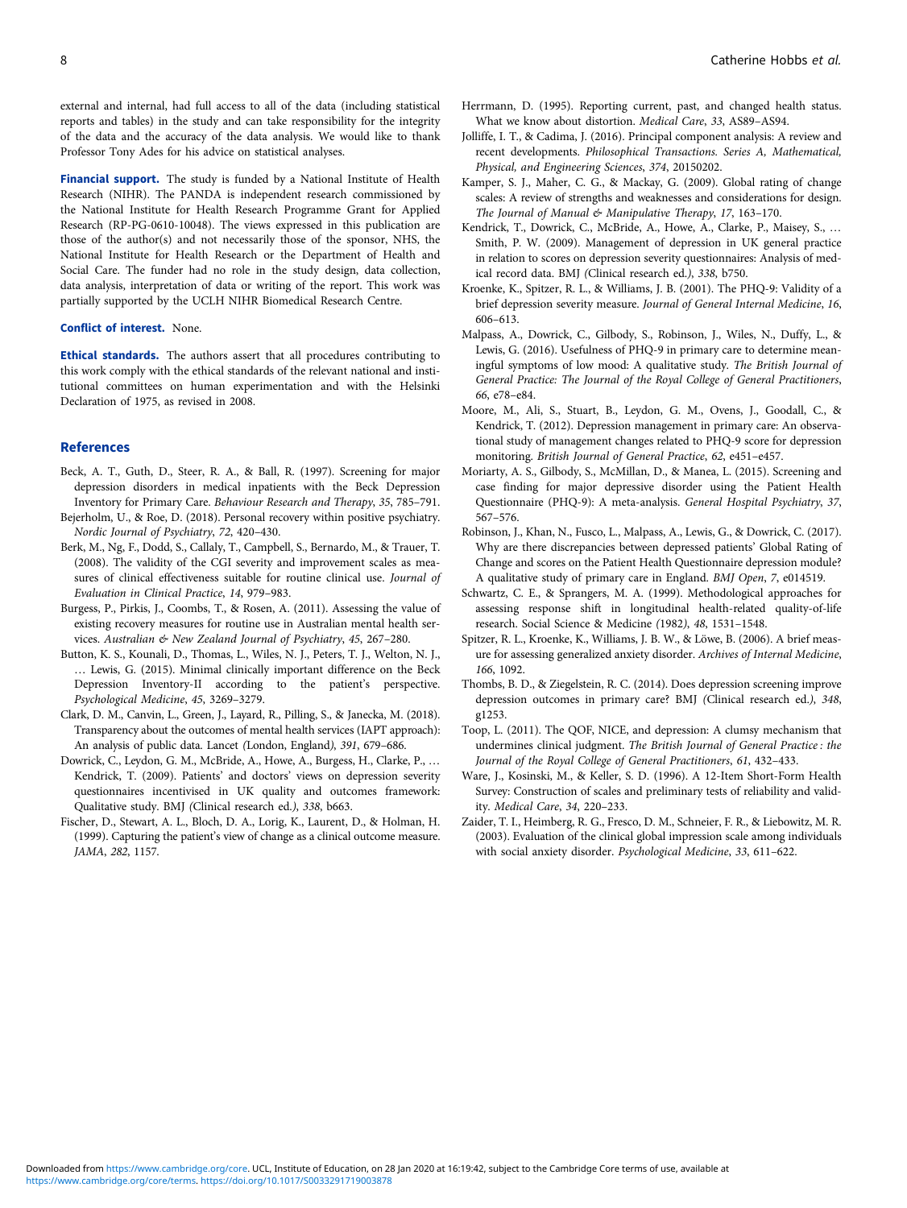external and internal, had full access to all of the data (including statistical reports and tables) in the study and can take responsibility for the integrity of the data and the accuracy of the data analysis. We would like to thank Professor Tony Ades for his advice on statistical analyses.

**Financial support.** The study is funded by a National Institute of Health Research (NIHR). The PANDA is independent research commissioned by the National Institute for Health Research Programme Grant for Applied Research (RP-PG-0610-10048). The views expressed in this publication are those of the author(s) and not necessarily those of the sponsor, NHS, the National Institute for Health Research or the Department of Health and Social Care. The funder had no role in the study design, data collection, data analysis, interpretation of data or writing of the report. This work was partially supported by the UCLH NIHR Biomedical Research Centre.

**Conflict of interest.** None.

**Ethical standards.** The authors assert that all procedures contributing to this work comply with the ethical standards of the relevant national and institutional committees on human experimentation and with the Helsinki Declaration of 1975, as revised in 2008.

## References

Beck, A. T., Guth, D., Steer, R. A., & Ball, R. (1997). Screening for major depression disorders in medical inpatients with the Beck Depression Inventory for Primary Care. *Behaviour Research and Therapy*, *35*, 785–791.

Bejerholm, U., & Roe, D. (2018). Personal recovery within positive psychiatry. *Nordic Journal of Psychiatry*, *72*, 420–430.

Berk, M., Ng, F., Dodd, S., Callaly, T., Campbell, S., Bernardo, M., & Trauer, T. (2008). The validity of the CGI severity and improvement scales as measures of clinical effectiveness suitable for routine clinical use. *Journal of Evaluation in Clinical Practice*, *14*, 979–983.

Burgess, P., Pirkis, J., Coombs, T., & Rosen, A. (2011). Assessing the value of existing recovery measures for routine use in Australian mental health services. *Australian & New Zealand Journal of Psychiatry*, *45*, 267–280.

Button, K. S., Kounali, D., Thomas, L., Wiles, N. J., Peters, T. J., Welton, N. J., … Lewis, G. (2015). Minimal clinically important difference on the Beck Depression Inventory-II according to the patient's perspective. *Psychological Medicine*, *45*, 3269–3279.

Clark, D. M., Canvin, L., Green, J., Layard, R., Pilling, S., & Janecka, M. (2018). Transparency about the outcomes of mental health services (IAPT approach): An analysis of public data. Lancet *(*London, England*)*, *391*, 679–686.

Dowrick, C., Leydon, G. M., McBride, A., Howe, A., Burgess, H., Clarke, P., … Kendrick, T. (2009). Patients' and doctors' views on depression severity questionnaires incentivised in UK quality and outcomes framework: Qualitative study. BMJ *(*Clinical research ed.*)*, *338*, b663.

Fischer, D., Stewart, A. L., Bloch, D. A., Lorig, K., Laurent, D., & Holman, H. (1999). Capturing the patient's view of change as a clinical outcome measure. *JAMA*, *282*, 1157.

Herrmann, D. (1995). Reporting current, past, and changed health status. What we know about distortion. *Medical Care*, *33*, AS89–AS94.

Jolliffe, I. T., & Cadima, J. (2016). Principal component analysis: A review and recent developments. *Philosophical Transactions. Series A, Mathematical, Physical, and Engineering Sciences*, *374*, 20150202.

Kamper, S. J., Maher, C. G., & Mackay, G. (2009). Global rating of change scales: A review of strengths and weaknesses and considerations for design. *The Journal of Manual & Manipulative Therapy*, *17*, 163–170.

Kendrick, T., Dowrick, C., McBride, A., Howe, A., Clarke, P., Maisey, S., … Smith, P. W. (2009). Management of depression in UK general practice in relation to scores on depression severity questionnaires: Analysis of medical record data. BMJ *(*Clinical research ed.*)*, *338*, b750.

Kroenke, K., Spitzer, R. L., & Williams, J. B. (2001). The PHQ-9: Validity of a brief depression severity measure. *Journal of General Internal Medicine*, *16*, 606–613.

Malpass, A., Dowrick, C., Gilbody, S., Robinson, J., Wiles, N., Duffy, L., & Lewis, G. (2016). Usefulness of PHQ-9 in primary care to determine meaningful symptoms of low mood: A qualitative study. *The British Journal of General Practice: The Journal of the Royal College of General Practitioners*, *66*, e78–e84.

Moore, M., Ali, S., Stuart, B., Leydon, G. M., Ovens, J., Goodall, C., & Kendrick, T. (2012). Depression management in primary care: An observational study of management changes related to PHQ-9 score for depression monitoring. *British Journal of General Practice*, *62*, e451–e457.

Moriarty, A. S., Gilbody, S., McMillan, D., & Manea, L. (2015). Screening and case finding for major depressive disorder using the Patient Health Questionnaire (PHQ-9): A meta-analysis. *General Hospital Psychiatry*, *37*, 567–576.

Robinson, J., Khan, N., Fusco, L., Malpass, A., Lewis, G., & Dowrick, C. (2017). Why are there discrepancies between depressed patients' Global Rating of Change and scores on the Patient Health Questionnaire depression module? A qualitative study of primary care in England. *BMJ Open*, *7*, e014519.

Schwartz, C. E., & Sprangers, M. A. (1999). Methodological approaches for assessing response shift in longitudinal health-related quality-of-life research. Social Science & Medicine *(*1982*)*, *48*, 1531–1548.

Spitzer, R. L., Kroenke, K., Williams, J. B. W., & Löwe, B. (2006). A brief measure for assessing generalized anxiety disorder. *Archives of Internal Medicine*, *166*, 1092.

Thombs, B. D., & Ziegelstein, R. C. (2014). Does depression screening improve depression outcomes in primary care? BMJ *(*Clinical research ed.*)*, *348*, g1253.

Toop, L. (2011). The QOF, NICE, and depression: A clumsy mechanism that undermines clinical judgment. *The British Journal of General Practice : the Journal of the Royal College of General Practitioners*, *61*, 432–433.

Ware, J., Kosinski, M., & Keller, S. D. (1996). A 12-Item Short-Form Health Survey: Construction of scales and preliminary tests of reliability and validity. *Medical Care*, *34*, 220–233.

Zaider, T. I., Heimberg, R. G., Fresco, D. M., Schneier, F. R., & Liebowitz, M. R. (2003). Evaluation of the clinical global impression scale among individuals with social anxiety disorder. *Psychological Medicine*, *33*, 611–622.